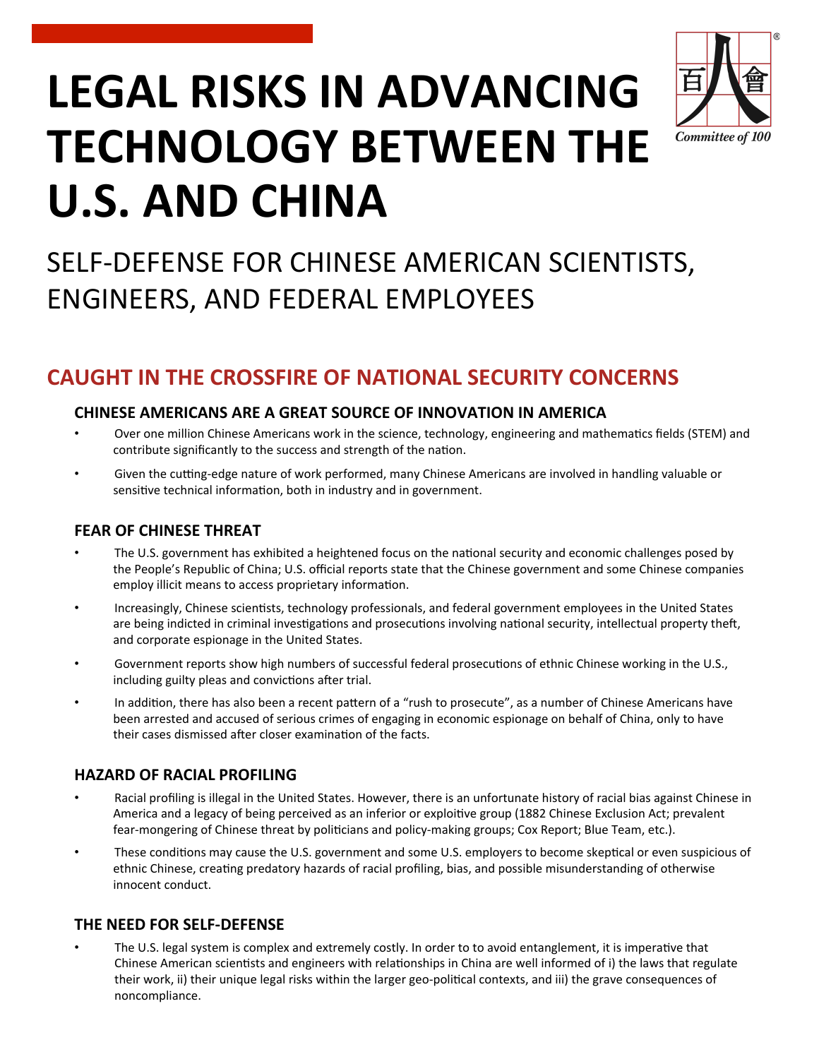# LEGAL RISKS IN ADVANCING TECHNOLOGY BETWEEN THE U.S. AND CHINA

Committee of 100

## SELF-DEFENSE FOR CHINESE AMERICAN SCIENTISTS, ENGINEERS, AND FEDERAL EMPLOYEES

## CAUGHT IN THE CROSSFIRE OF NATIONAL SECURITY CONCERNS

### CHINESE AMERICANS ARE A GREAT SOURCE OF INNOVATION IN AMERICA

- Over one million Chinese Americans work in the science, technology, engineering and mathematics fields (STEM) and contribute significantly to the success and strength of the nation.
- Given the cutting-edge nature of work performed, many Chinese Americans are involved in handling valuable or sensitive technical information, both in industry and in government.

### FEAR OF CHINESE THREAT

- The U.S. government has exhibited a heightened focus on the national security and economic challenges posed by the People's Republic of China; U.S. official reports state that the Chinese government and some Chinese companies employ illicit means to access proprietary information.
- Increasingly, Chinese scientists, technology professionals, and federal government employees in the United States are being indicted in criminal investigations and prosecutions involving national security, intellectual property theft, and corporate espionage in the United States.
- Government reports show high numbers of successful federal prosecutions of ethnic Chinese working in the U.S., including guilty pleas and convictions after trial.
- In addition, there has also been a recent pattern of a "rush to prosecute", as a number of Chinese Americans have been arrested and accused of serious crimes of engaging in economic espionage on behalf of China, only to have their cases dismissed after closer examination of the facts.

### HAZARD OF RACIAL PROFILING

- Racial profiling is illegal in the United States. However, there is an unfortunate history of racial bias against Chinese in America and a legacy of being perceived as an inferior or exploitive group (1882 Chinese Exclusion Act; prevalent fear-mongering of Chinese threat by politicians and policy-making groups; Cox Report; Blue Team, etc.).
- These conditions may cause the U.S. government and some U.S. employers to become skeptical or even suspicious of ethnic Chinese, creating predatory hazards of racial profiling, bias, and possible misunderstanding of otherwise innocent conduct.

### THE NEED FOR SELF-DEFENSE

- The U.S. legal system is complex and extremely costly. In order to to avoid entanglement, it is imperative that Chinese American scientists and engineers with relationships in China are well informed of i) the laws that regulate their work, ii) their unique legal risks within the larger geo-political contexts, and iii) the grave consequences of noncompliance.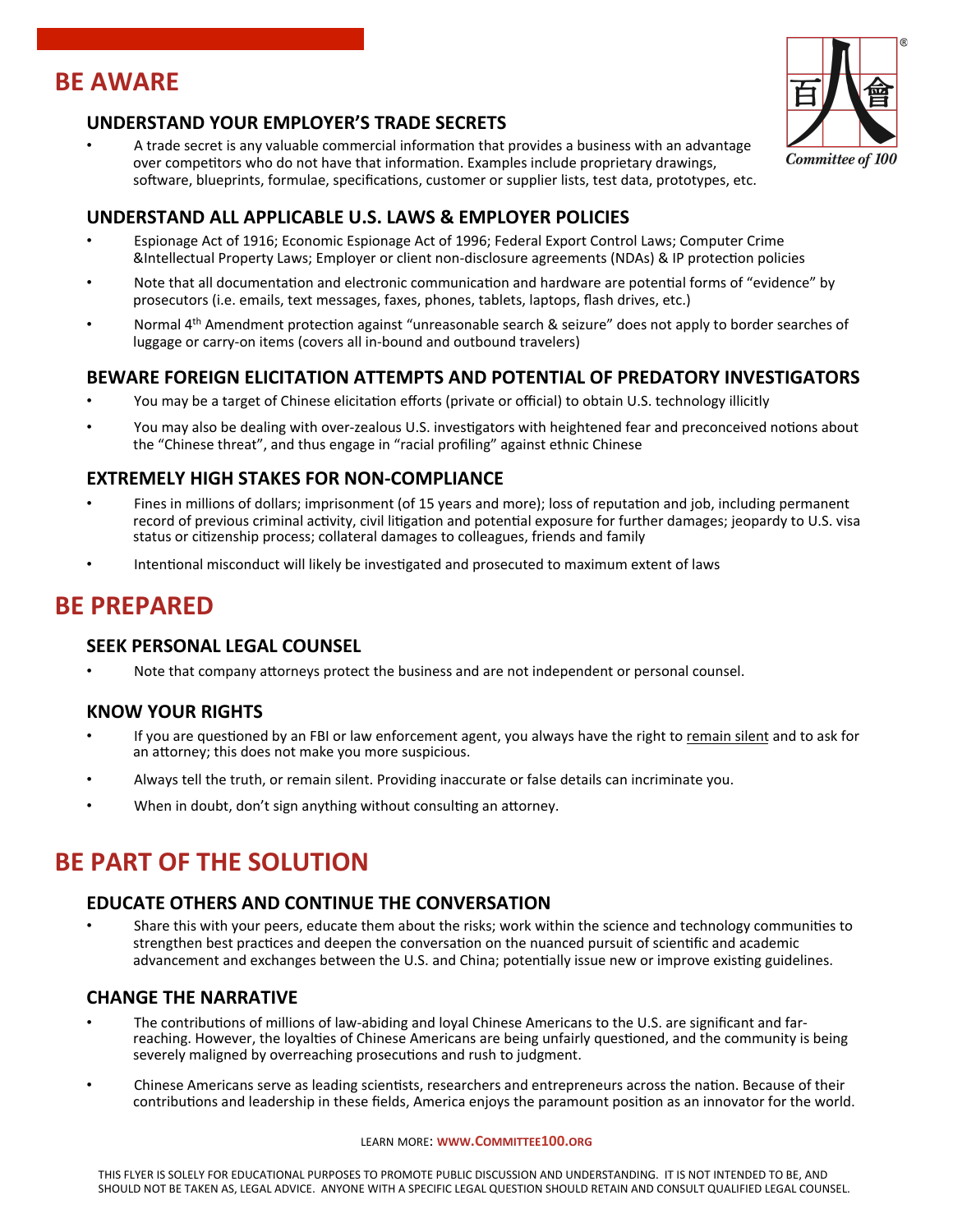# BE AWARE

Committee of 100

### UNDERSTAND YOUR EMPLOYER'S TRADE SECRETS

- A trade secret is any valuable commercial information that provides a business with an advantage over competitors who do not have that information. Examples include proprietary drawings, software, blueprints, formulae, specifications, customer or supplier lists, test data, prototypes, etc.

### UNDERSTAND ALL APPLICABLE U.S. LAWS & EMPLOYER POLICIES

- Espionage Act of 1916; Economic Espionage Act of 1996; Federal Export Control Laws; Computer Crime &Intellectual Property Laws; Employer or client non-disclosure agreements (NDAs) & IP protection policies
- Note that all documentation and electronic communication and hardware are potential forms of "evidence" by prosecutors (i.e. emails, text messages, faxes, phones, tablets, laptops, flash drives, etc.)
- Normal 4th Amendment protection against "unreasonable search & seizure" does not apply to border searches of luggage or carry-on items (covers all in-bound and outbound travelers)

### BEWARE FOREIGN ELICITATION ATTEMPTS AND POTENTIAL OF PREDATORY INVESTIGATORS

- You may be a target of Chinese elicitation efforts (private or official) to obtain U.S. technology illicitly
- You may also be dealing with over-zealous U.S. investigators with heightened fear and preconceived notions about the "Chinese threat", and thus engage in "racial profiling" against ethnic Chinese

### EXTREMELY HIGH STAKES FOR NON-COMPLIANCE

- Fines in millions of dollars; imprisonment (of 15 years and more); loss of reputation and job, including permanent record of previous criminal activity, civil litigation and potential exposure for further damages; jeopardy to U.S. visa status or citizenship process; collateral damages to colleagues, friends and family
- Intentional misconduct will likely be investigated and prosecuted to maximum extent of laws

# BE PREPARED

### SEEK PERSONAL LEGAL COUNSEL

- Note that company attorneys protect the business and are not independent or personal counsel.

### KNOW YOUR RIGHTS

- If you are questioned by an FBI or law enforcement agent, you always have the right to remain silent and to ask for an attorney; this does not make you more suspicious.
- Always tell the truth, or remain silent. Providing inaccurate or false details can incriminate you.
- When in doubt, don't sign anything without consulting an attorney.

# BE PART OF THE SOLUTION

### EDUCATE OTHERS AND CONTINUE THE CONVERSATION

- Share this with your peers, educate them about the risks; work within the science and technology communities to strengthen best practices and deepen the conversation on the nuanced pursuit of scientific and academic advancement and exchanges between the U.S. and China; potentially issue new or improve existing guidelines.

### CHANGE THE NARRATIVE

- The contributions of millions of law-abiding and loyal Chinese Americans to the U.S. are significant and far-reaching. However, the loyalties of Chinese Americans are being unfairly questioned, and the community is being severely maligned by overreaching prosecutions and rush to judgment.
- Chinese Americans serve as leading scientists, researchers and entrepreneurs across the nation. Because of their contributions and leadership in these fields, America enjoys the paramount position as an innovator for the world.

LEARN MORE: **WWW.COMMITTEE100.ORG**

THIS FLYER IS SOLELY FOR EDUCATIONAL PURPOSES TO PROMOTE PUBLIC DISCUSSION AND UNDERSTANDING. IT IS NOT INTENDED TO BE, AND SHOULD NOT BE TAKEN AS, LEGAL ADVICE. ANYONE WITH A SPECIFIC LEGAL QUESTION SHOULD RETAIN AND CONSULT QUALIFIED LEGAL COUNSEL.